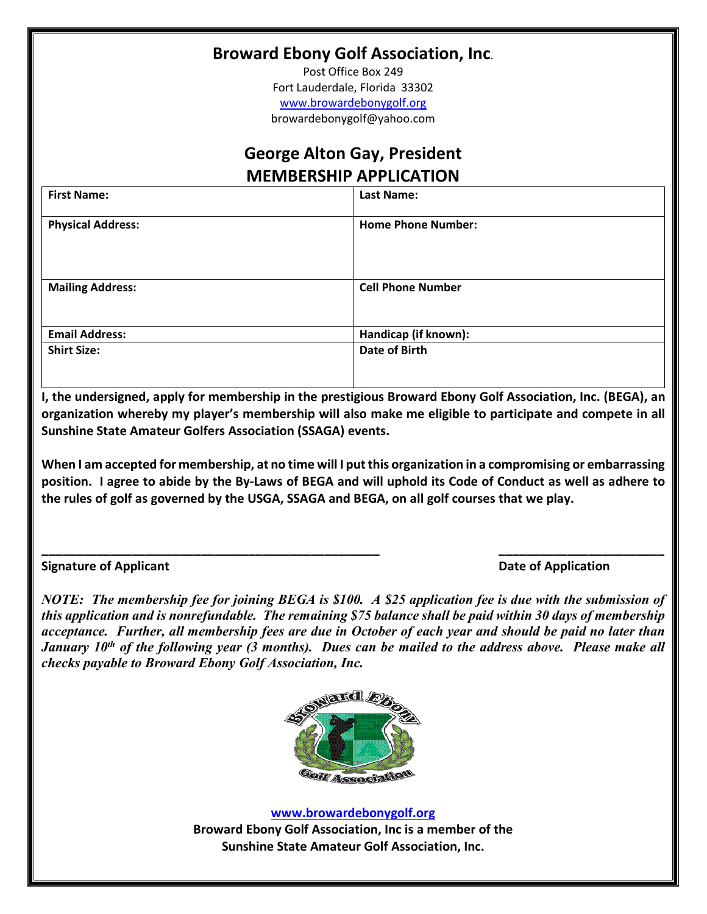# Broward Ebony Golf Association, Inc.

Post Office Box 249
Fort Lauderdale, Florida 33302
www.browardebonygolf.org
browardebonygolf@yahoo.com

## George Alton Gay, President
## MEMBERSHIP APPLICATION

| **First Name:** | **Last Name:** |
|---|---|
| **Physical Address:** | **Home Phone Number:** |
| **Mailing Address:** | **Cell Phone Number** |
| **Email Address:** | **Handicap (if known):** |
| **Shirt Size:** | **Date of Birth** |

**I, the undersigned, apply for membership in the prestigious Broward Ebony Golf Association, Inc. (BEGA), an organization whereby my player's membership will also make me eligible to participate and compete in all Sunshine State Amateur Golfers Association (SSAGA) events.**

**When I am accepted for membership, at no time will I put this organization in a compromising or embarrassing position. I agree to abide by the By-Laws of BEGA and will uphold its Code of Conduct as well as adhere to the rules of golf as governed by the USGA, SSAGA and BEGA, on all golf courses that we play.**

\_\_\_\_\_\_\_\_\_\_\_\_\_\_\_\_\_\_\_\_\_\_\_\_\_\_\_\_\_\_\_\_\_\_\_\_\_\_\_\_\_\_\_\_\_\_\_\_ \_\_\_\_\_\_\_\_\_\_\_\_\_\_\_\_\_\_\_\_\_\_\_\_\_

**Signature of Applicant** **Date of Application**

***NOTE: The membership fee for joining BEGA is $100. A $25 application fee is due with the submission of this application and is nonrefundable. The remaining $75 balance shall be paid within 30 days of membership acceptance. Further, all membership fees are due in October of each year and should be paid no later than January 10th of the following year (3 months). Dues can be mailed to the address above. Please make all checks payable to Broward Ebony Golf Association, Inc.***

**www.browardebonygolf.org**
**Broward Ebony Golf Association, Inc is a member of the Sunshine State Amateur Golf Association, Inc.**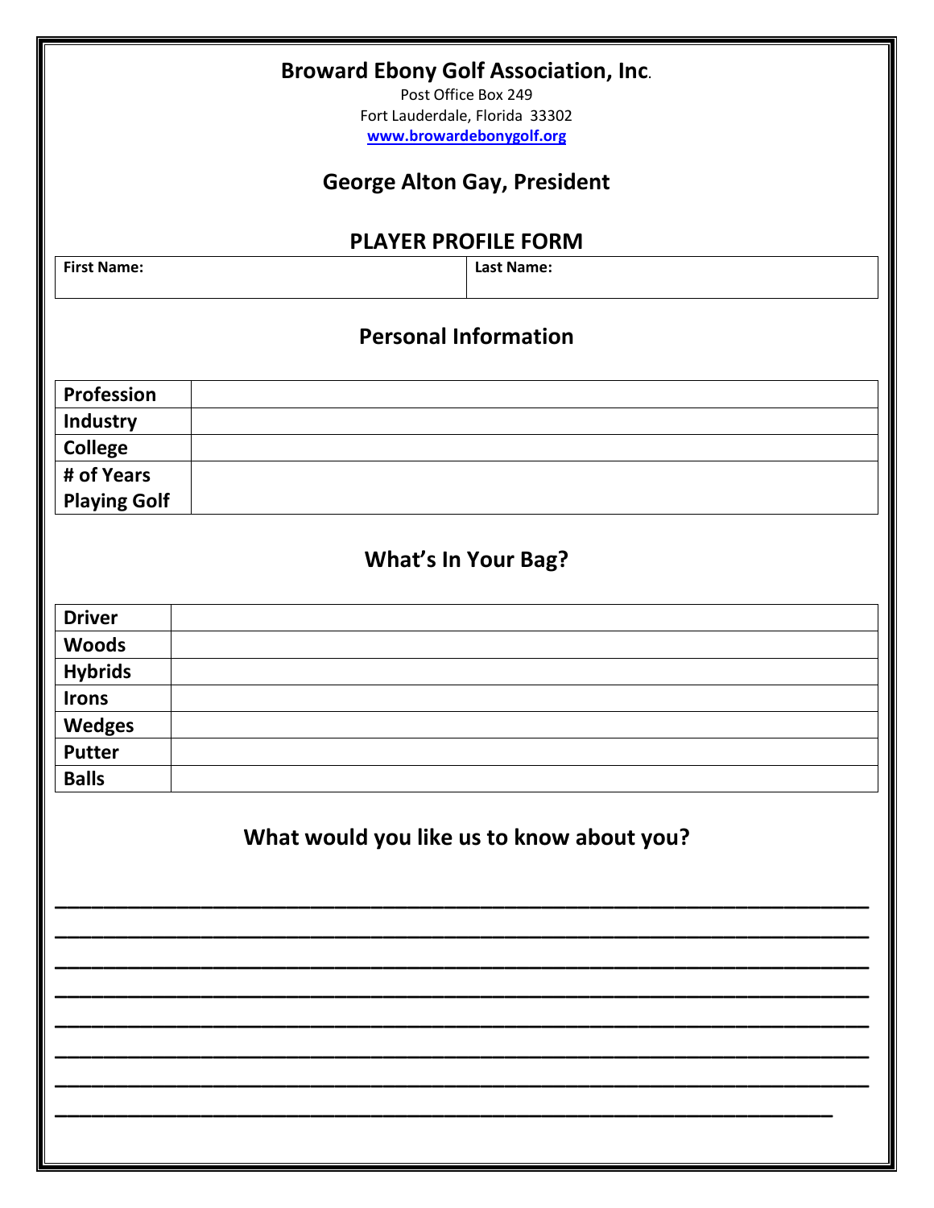# Broward Ebony Golf Association, Inc.

Post Office Box 249
Fort Lauderdale, Florida 33302
www.browardebonygolf.org

## George Alton Gay, President

## PLAYER PROFILE FORM

| **First Name:** | **Last Name:** |
| --- | --- |
| | |

## Personal Information

| | |
| --- | --- |
| **Profession** | |
| **Industry** | |
| **College** | |
| **# of Years Playing Golf** | |

## What's In Your Bag?

| | |
| --- | --- |
| **Driver** | |
| **Woods** | |
| **Hybrids** | |
| **Irons** | |
| **Wedges** | |
| **Putter** | |
| **Balls** | |

## What would you like us to know about you?

\_\_\_\_\_\_\_\_\_\_\_\_\_\_\_\_\_\_\_\_\_\_\_\_\_\_\_\_\_\_\_\_\_\_\_\_\_\_\_\_\_\_\_\_\_\_\_\_\_\_\_\_\_\_\_\_\_\_\_\_

\_\_\_\_\_\_\_\_\_\_\_\_\_\_\_\_\_\_\_\_\_\_\_\_\_\_\_\_\_\_\_\_\_\_\_\_\_\_\_\_\_\_\_\_\_\_\_\_\_\_\_\_\_\_\_\_\_\_\_\_

\_\_\_\_\_\_\_\_\_\_\_\_\_\_\_\_\_\_\_\_\_\_\_\_\_\_\_\_\_\_\_\_\_\_\_\_\_\_\_\_\_\_\_\_\_\_\_\_\_\_\_\_\_\_\_\_\_\_\_\_

\_\_\_\_\_\_\_\_\_\_\_\_\_\_\_\_\_\_\_\_\_\_\_\_\_\_\_\_\_\_\_\_\_\_\_\_\_\_\_\_\_\_\_\_\_\_\_\_\_\_\_\_\_\_\_\_\_\_\_\_

\_\_\_\_\_\_\_\_\_\_\_\_\_\_\_\_\_\_\_\_\_\_\_\_\_\_\_\_\_\_\_\_\_\_\_\_\_\_\_\_\_\_\_\_\_\_\_\_\_\_\_\_\_\_\_\_\_\_\_\_

\_\_\_\_\_\_\_\_\_\_\_\_\_\_\_\_\_\_\_\_\_\_\_\_\_\_\_\_\_\_\_\_\_\_\_\_\_\_\_\_\_\_\_\_\_\_\_\_\_\_\_\_\_\_\_\_\_\_\_\_

\_\_\_\_\_\_\_\_\_\_\_\_\_\_\_\_\_\_\_\_\_\_\_\_\_\_\_\_\_\_\_\_\_\_\_\_\_\_\_\_\_\_\_\_\_\_\_\_\_\_\_\_\_\_\_\_\_\_\_\_

\_\_\_\_\_\_\_\_\_\_\_\_\_\_\_\_\_\_\_\_\_\_\_\_\_\_\_\_\_\_\_\_\_\_\_\_\_\_\_\_\_\_\_\_\_\_\_\_\_\_\_\_\_\_\_\_\_\_